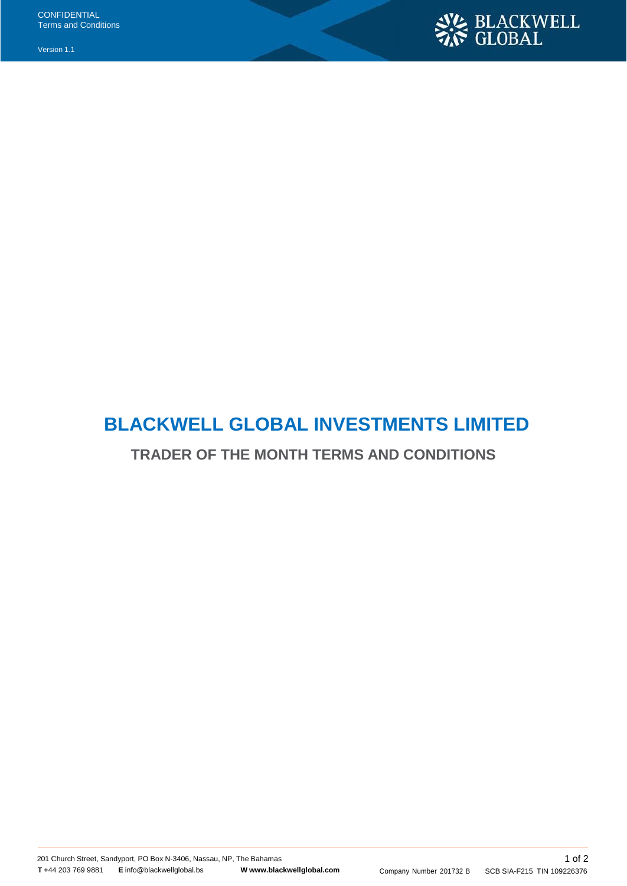# BLACKWELL GLOBAL INVESTMENTS LIMITED

## TRADER OF THE MONTH TERMS AND CONDITIONS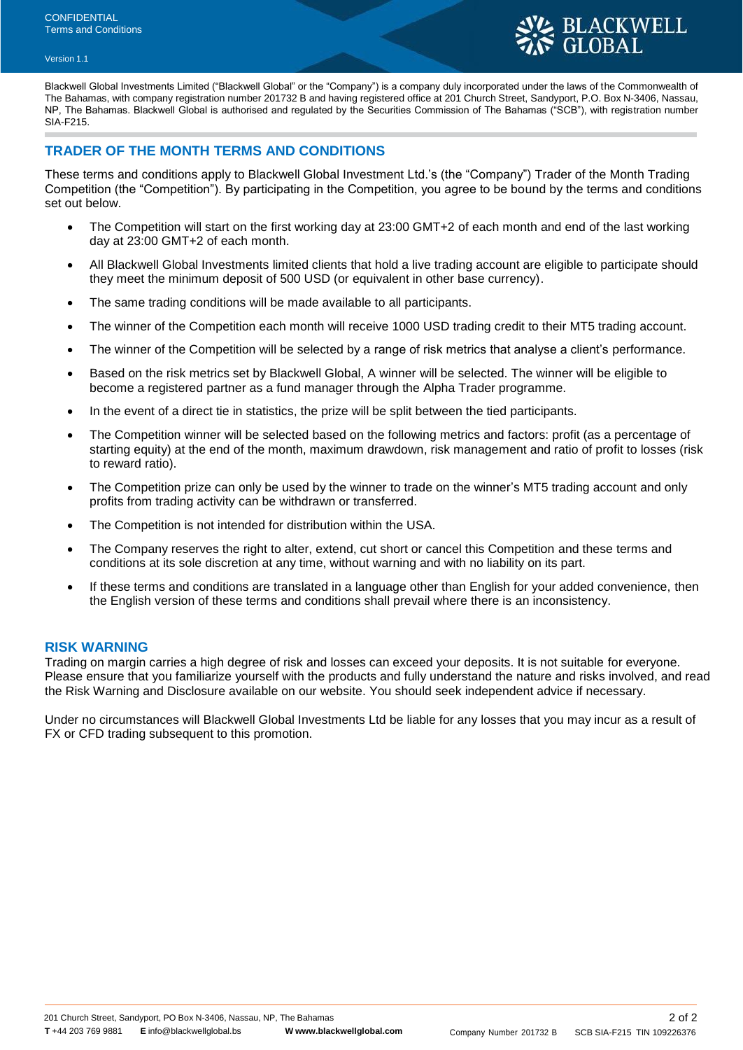Blackwell Global Investments Limited ("Blackwell Global" or the "Company") is a company duly incorporated under the laws of the Commonwealth of The Bahamas, with company registration number 201732 B and having registered office at 201 Church Street, Sandyport, P.O. Box N-3406, Nassau, NP, The Bahamas. Blackwell Global is authorised and regulated by the Securities Commission of The Bahamas ("SCB"), with registration number SIA-F215.

## TRADER OF THE MONTH TERMS AND CONDITIONS

These terms and conditions apply to Blackwell Global Investment Ltd.'s (the "Company") Trader of the Month Trading Competition (the "Competition"). By participating in the Competition, you agree to be bound by the terms and conditions set out below.

- The Competition will start on the first working day at 23:00 GMT+2 of each month and end of the last working day at 23:00 GMT+2 of each month.
- All Blackwell Global Investments limited clients that hold a live trading account are eligible to participate should they meet the minimum deposit of 500 USD (or equivalent in other base currency).
- The same trading conditions will be made available to all participants.
- The winner of the Competition each month will receive 1000 USD trading credit to their MT5 trading account.
- The winner of the Competition will be selected by a range of risk metrics that analyse a client's performance.
- Based on the risk metrics set by Blackwell Global, A winner will be selected. The winner will be eligible to become a registered partner as a fund manager through the Alpha Trader programme.
- In the event of a direct tie in statistics, the prize will be split between the tied participants.
- The Competition winner will be selected based on the following metrics and factors: profit (as a percentage of starting equity) at the end of the month, maximum drawdown, risk management and ratio of profit to losses (risk to reward ratio).
- The Competition prize can only be used by the winner to trade on the winner's MT5 trading account and only profits from trading activity can be withdrawn or transferred.
- The Competition is not intended for distribution within the USA.
- The Company reserves the right to alter, extend, cut short or cancel this Competition and these terms and conditions at its sole discretion at any time, without warning and with no liability on its part.
- If these terms and conditions are translated in a language other than English for your added convenience, then the English version of these terms and conditions shall prevail where there is an inconsistency.

## RISK WARNING

Trading on margin carries a high degree of risk and losses can exceed your deposits. It is not suitable for everyone. Please ensure that you familiarize yourself with the products and fully understand the nature and risks involved, and read the Risk Warning and Disclosure available on our website. You should seek independent advice if necessary.

Under no circumstances will Blackwell Global Investments Ltd be liable for any losses that you may incur as a result of FX or CFD trading subsequent to this promotion.